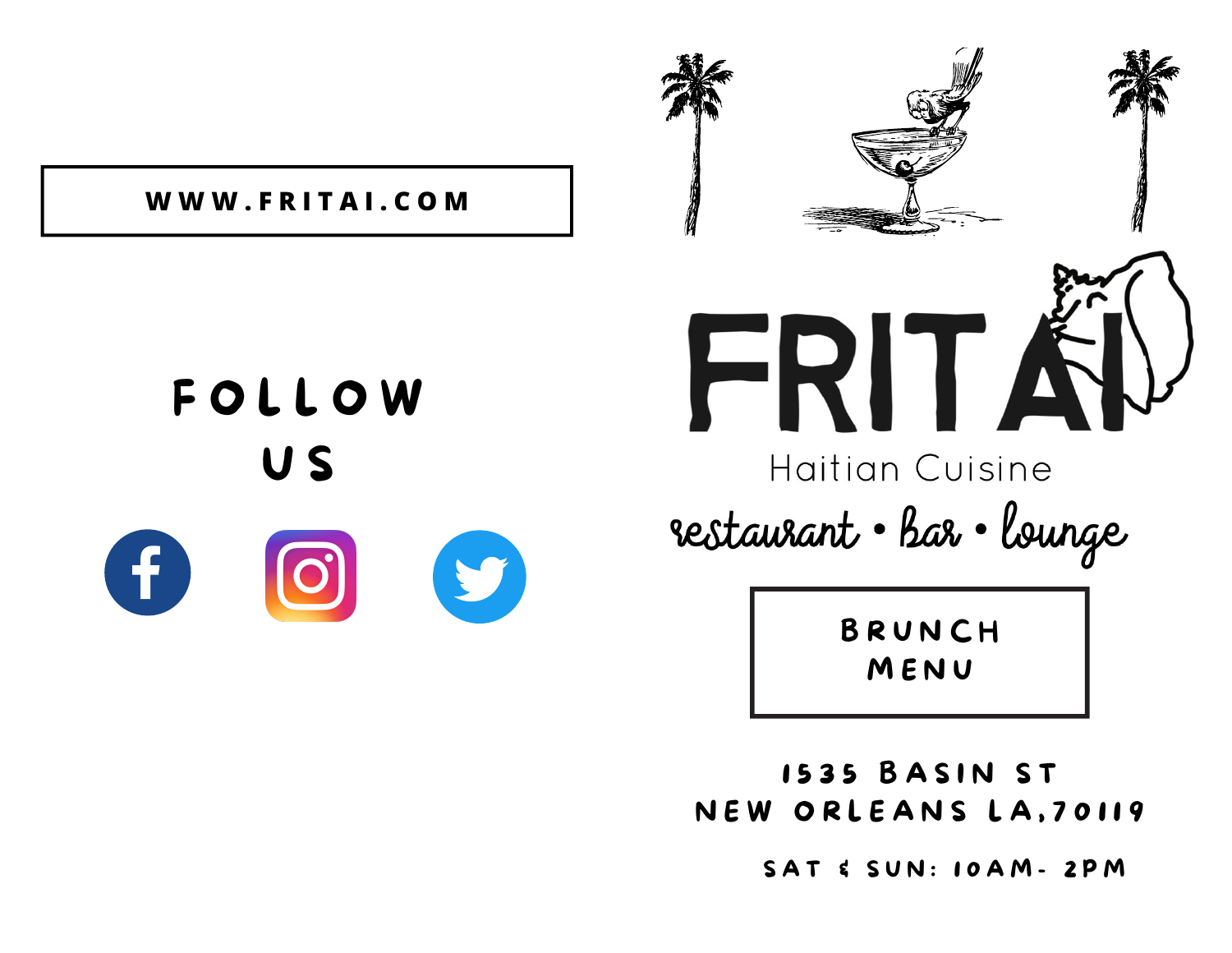WWW.FRITAI.COM

## FOLLOW US

# FRITAI

Haitian Cuisine

*restaurant • bar • lounge*

## BRUNCH MENU

1535 BASIN ST
NEW ORLEANS LA,70119

SAT & SUN: 10AM- 2PM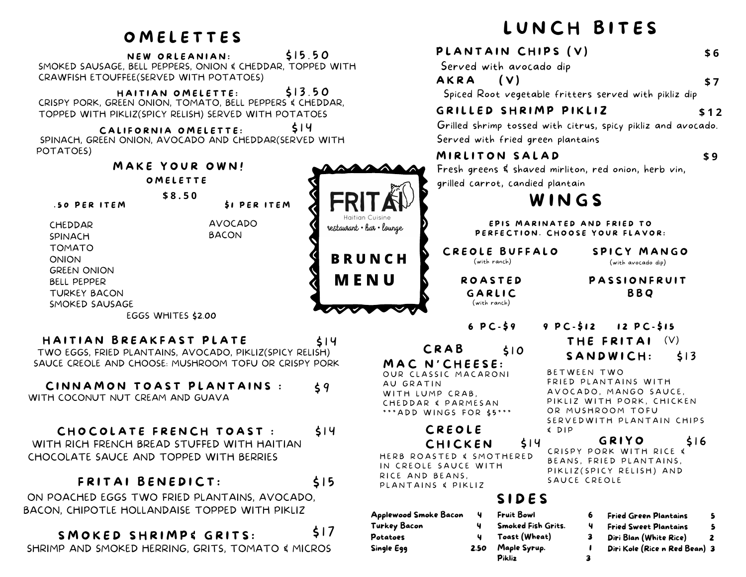# FRITAI

Haitian Cuisine

restaurant • bar • lounge

## BRUNCH MENU

## OMELETTES

### NEW ORLEANIAN: $15.50

SMOKED SAUSAGE, BELL PEPPERS, ONION & CHEDDAR, TOPPED WITH CRAWFISH ETOUFFEE(SERVED WITH POTATOES)

### HAITIAN OMELETTE: $13.50

CRISPY PORK, GREEN ONION, TOMATO, BELL PEPPERS & CHEDDAR, TOPPED WITH PIKLIZ(SPICY RELISH) SERVED WITH POTATOES

### CALIFORNIA OMELETTE: $14

SPINACH, GREEN ONION, AVOCADO AND CHEDDAR(SERVED WITH POTATOES)

### MAKE YOUR OWN! OMELETTE

$8.50

| .50 PER ITEM | $1 PER ITEM |
|---|---|
| CHEDDAR | AVOCADO |
| SPINACH | BACON |
| TOMATO | |
| ONION | |
| GREEN ONION | |
| BELL PEPPER | |
| TURKEY BACON | |
| SMOKED SAUSAGE | |

EGGS WHITES $2.00

### HAITIAN BREAKFAST PLATE $14

TWO EGGS, FRIED PLANTAINS, AVOCADO, PIKLIZ(SPICY RELISH) SAUCE CREOLE AND CHOOSE: MUSHROOM TOFU OR CRISPY PORK

### CINNAMON TOAST PLANTAINS : $9

WITH COCONUT NUT CREAM AND GUAVA

### CHOCOLATE FRENCH TOAST : $14

WITH RICH FRENCH BREAD STUFFED WITH HAITIAN CHOCOLATE SAUCE AND TOPPED WITH BERRIES

### FRITAI BENEDICT: $15

ON POACHED EGGS TWO FRIED PLANTAINS, AVOCADO, BACON, CHIPOTLE HOLLANDAISE TOPPED WITH PIKLIZ

### SMOKED SHRIMP& GRITS: $17

SHRIMP AND SMOKED HERRING, GRITS, TOMATO & MICROS

## LUNCH BITES

### PLANTAIN CHIPS (V) $6

Served with avocado dip

### AKRA (V) $7

Spiced Root vegetable fritters served with pikliz dip

### GRILLED SHRIMP PIKLIZ $12

Grilled shrimp tossed with citrus, spicy pikliz and avocado. Served with fried green plantains

### MIRLITON SALAD $9

Fresh greens & shaved mirliton, red onion, herb vin, grilled carrot, candied plantain

## WINGS

EPIS MARINATED AND FRIED TO PERFECTION. CHOOSE YOUR FLAVOR:

- CREOLE BUFFALO (with ranch)
- SPICY MANGO (with avocado dip)
- ROASTED GARLIC (with ranch)
- PASSIONFRUIT BBQ

6 PC-$9 9 PC-$12 12 PC-$15

### CRAB MAC N'CHEESE: $10

OUR CLASSIC MACARONI AU GRATIN WITH LUMP CRAB, CHEDDAR & PARMESAN
***ADD WINGS FOR $5***

### CREOLE CHICKEN $14

HERB ROASTED & SMOTHERED IN CREOLE SAUCE WITH RICE AND BEANS, PLANTAINS & PIKLIZ

### THE FRITAI SANDWICH: (V) $13

BETWEEN TWO FRIED PLANTAINS WITH AVOCADO, MANGO SAUCE, PIKLIZ WITH PORK, CHICKEN OR MUSHROOM TOFU SERVEDWITH PLANTAIN CHIPS & DIP

### GRIYO $16

CRISPY PORK WITH RICE & BEANS, FRIED PLANTAINS, PIKLIZ(SPICY RELISH) AND SAUCE CREOLE

## SIDES

| Item | Price |
|---|---|
| Applewood Smoke Bacon | 4 |
| Turkey Bacon | 4 |
| Potatoes | 4 |
| Single Egg | 2.50 |
| Fruit Bowl | 6 |
| Smoked Fish Grits. | 4 |
| Toast (Wheat) | 3 |
| Maple Syrup. | 1 |
| Pikliz | 3 |
| Fried Green Plantains | 5 |
| Fried Sweet Plantains | 5 |
| Diri Blan (White Rice) | 2 |
| Diri Kole (Rice n Red Bean) | 3 |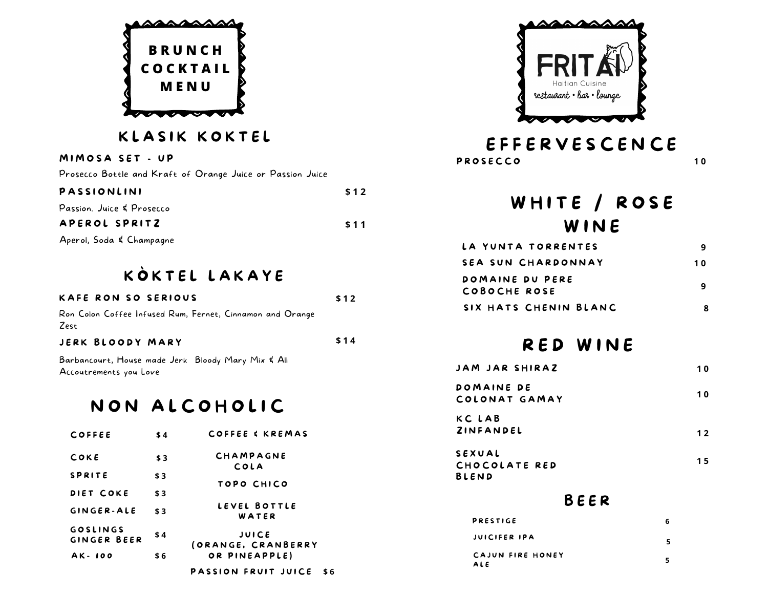# BRUNCH COCKTAIL MENU

## KLASIK KOKTEL

**MIMOSA SET - UP**

Prosecco Bottle and Kraft of Orange Juice or Passion Juice

**PASSIONLINI** $12

Passion. Juice & Prosecco

**APEROL SPRITZ** $11

Aperol, Soda & Champagne

## KÒKTEL LAKAYE

**KAFE RON SO SERIOUS** $12

Ron Colon Coffee Infused Rum, Fernet, Cinnamon and Orange Zest

**JERK BLOODY MARY** $14

Barbancourt, House made Jerk Bloody Mary Mix & All Accoutrements you Love

## NON ALCOHOLIC

| | | |
|---|---|---|
| COFFEE | $4 | COFFEE & KREMAS |
| COKE | $3 | CHAMPAGNE COLA |
| SPRITE | $3 | TOPO CHICO |
| DIET COKE | $3 | LEVEL BOTTLE WATER |
| GINGER-ALE | $3 | JUICE (ORANGE, CRANBERRY OR PINEAPPLE) |
| GOSLINGS GINGER BEER | $4 | |
| AK- 100 | $6 | |

PASSION FRUIT JUICE $6

# FRITAI

Haitian Cuisine

restaurant • bar • lounge

## EFFERVESCENCE

| | |
|---|---|
| PROSECCO | 10 |

## WHITE / ROSE WINE

| | |
|---|---|
| LA YUNTA TORRENTES | 9 |
| SEA SUN CHARDONNAY | 10 |
| DOMAINE DU PERE COBOCHE ROSE | 9 |
| SIX HATS CHENIN BLANC | 8 |

## RED WINE

| | |
|---|---|
| JAM JAR SHIRAZ | 10 |
| DOMAINE DE COLONAT GAMAY | 10 |
| KC LAB ZINFANDEL | 12 |
| SEXUAL CHOCOLATE RED BLEND | 15 |

## BEER

| | |
|---|---|
| PRESTIGE | 6 |
| JUICIFER IPA | 5 |
| CAJUN FIRE HONEY ALE | 5 |